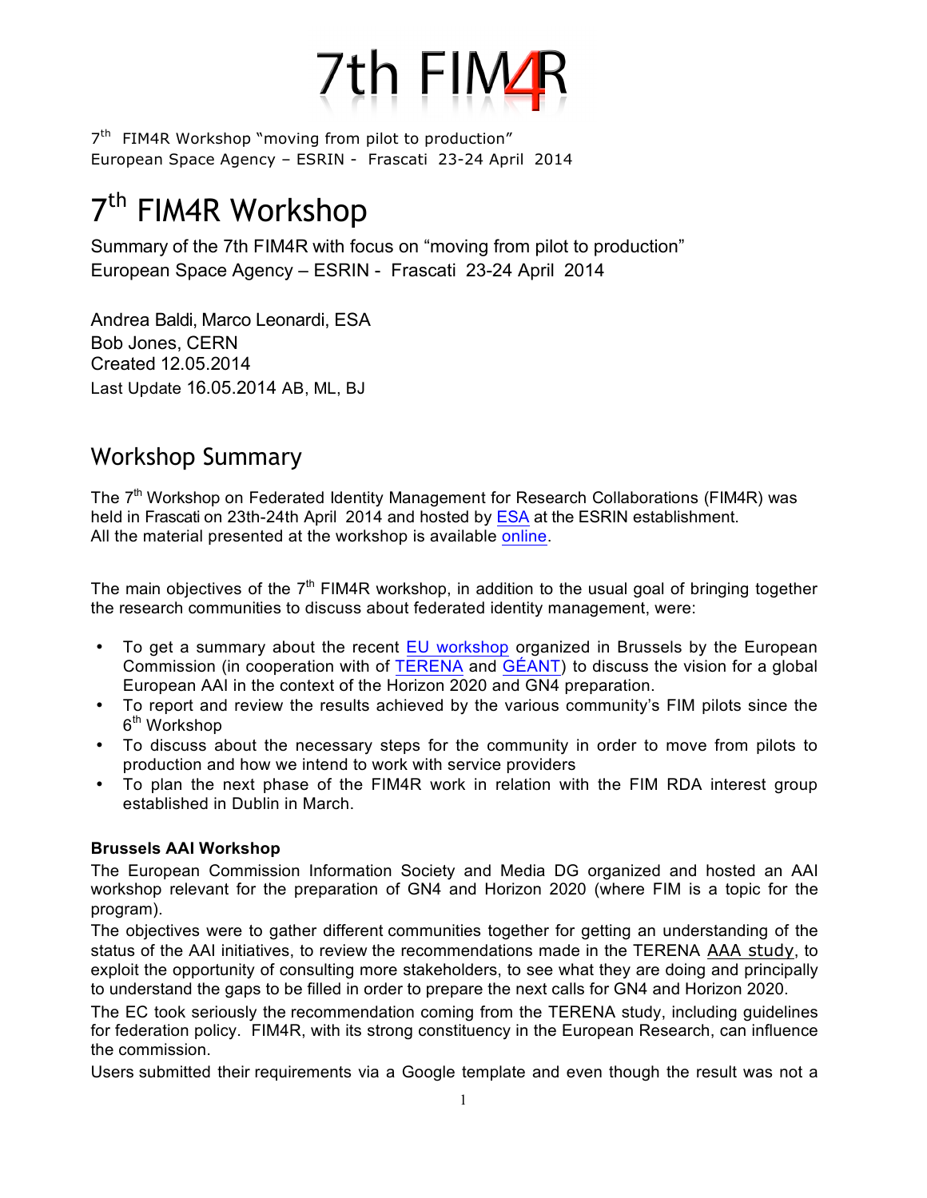# 7th FIM4R

7th FIM4R Workshop "moving from pilot to production"
European Space Agency – ESRIN - Frascati 23-24 April 2014

# 7th FIM4R Workshop

Summary of the 7th FIM4R with focus on "moving from pilot to production"
European Space Agency – ESRIN - Frascati 23-24 April 2014

Andrea Baldi, Marco Leonardi, ESA
Bob Jones, CERN
Created 12.05.2014
Last Update 16.05.2014 AB, ML, BJ

## Workshop Summary

The 7th Workshop on Federated Identity Management for Research Collaborations (FIM4R) was held in Frascati on 23th-24th April 2014 and hosted by ESA at the ESRIN establishment.
All the material presented at the workshop is available online.

The main objectives of the 7th FIM4R workshop, in addition to the usual goal of bringing together the research communities to discuss about federated identity management, were:

- To get a summary about the recent EU workshop organized in Brussels by the European Commission (in cooperation with of TERENA and GÉANT) to discuss the vision for a global European AAI in the context of the Horizon 2020 and GN4 preparation.
- To report and review the results achieved by the various community's FIM pilots since the 6th Workshop
- To discuss about the necessary steps for the community in order to move from pilots to production and how we intend to work with service providers
- To plan the next phase of the FIM4R work in relation with the FIM RDA interest group established in Dublin in March.

**Brussels AAI Workshop**

The European Commission Information Society and Media DG organized and hosted an AAI workshop relevant for the preparation of GN4 and Horizon 2020 (where FIM is a topic for the program).

The objectives were to gather different communities together for getting an understanding of the status of the AAI initiatives, to review the recommendations made in the TERENA AAA study, to exploit the opportunity of consulting more stakeholders, to see what they are doing and principally to understand the gaps to be filled in order to prepare the next calls for GN4 and Horizon 2020.

The EC took seriously the recommendation coming from the TERENA study, including guidelines for federation policy. FIM4R, with its strong constituency in the European Research, can influence the commission.

Users submitted their requirements via a Google template and even though the result was not a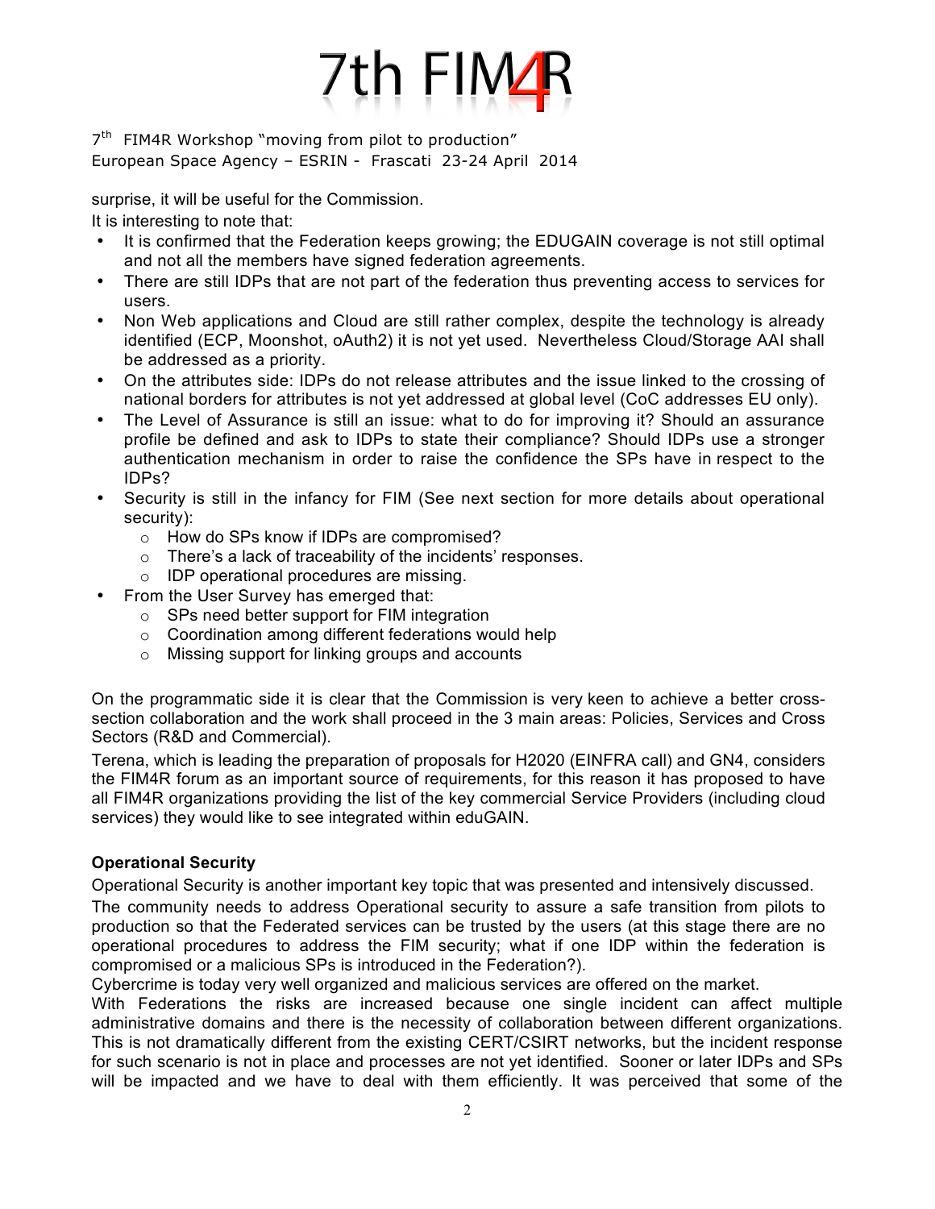surprise, it will be useful for the Commission.

It is interesting to note that:

- It is confirmed that the Federation keeps growing; the EDUGAIN coverage is not still optimal and not all the members have signed federation agreements.
- There are still IDPs that are not part of the federation thus preventing access to services for users.
- Non Web applications and Cloud are still rather complex, despite the technology is already identified (ECP, Moonshot, oAuth2) it is not yet used. Nevertheless Cloud/Storage AAI shall be addressed as a priority.
- On the attributes side: IDPs do not release attributes and the issue linked to the crossing of national borders for attributes is not yet addressed at global level (CoC addresses EU only).
- The Level of Assurance is still an issue: what to do for improving it? Should an assurance profile be defined and ask to IDPs to state their compliance? Should IDPs use a stronger authentication mechanism in order to raise the confidence the SPs have in respect to the IDPs?
- Security is still in the infancy for FIM (See next section for more details about operational security):
  - How do SPs know if IDPs are compromised?
  - There's a lack of traceability of the incidents' responses.
  - IDP operational procedures are missing.
- From the User Survey has emerged that:
  - SPs need better support for FIM integration
  - Coordination among different federations would help
  - Missing support for linking groups and accounts

On the programmatic side it is clear that the Commission is very keen to achieve a better cross-section collaboration and the work shall proceed in the 3 main areas: Policies, Services and Cross Sectors (R&D and Commercial).

Terena, which is leading the preparation of proposals for H2020 (EINFRA call) and GN4, considers the FIM4R forum as an important source of requirements, for this reason it has proposed to have all FIM4R organizations providing the list of the key commercial Service Providers (including cloud services) they would like to see integrated within eduGAIN.

**Operational Security**

Operational Security is another important key topic that was presented and intensively discussed.

The community needs to address Operational security to assure a safe transition from pilots to production so that the Federated services can be trusted by the users (at this stage there are no operational procedures to address the FIM security; what if one IDP within the federation is compromised or a malicious SPs is introduced in the Federation?).

Cybercrime is today very well organized and malicious services are offered on the market.

With Federations the risks are increased because one single incident can affect multiple administrative domains and there is the necessity of collaboration between different organizations. This is not dramatically different from the existing CERT/CSIRT networks, but the incident response for such scenario is not in place and processes are not yet identified. Sooner or later IDPs and SPs will be impacted and we have to deal with them efficiently. It was perceived that some of the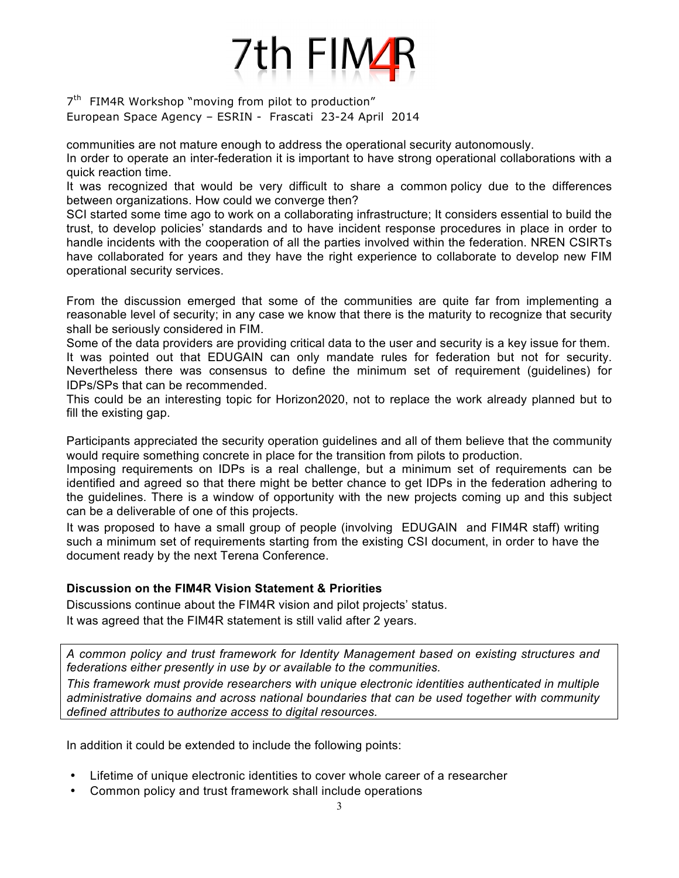communities are not mature enough to address the operational security autonomously.
In order to operate an inter-federation it is important to have strong operational collaborations with a quick reaction time.
It was recognized that would be very difficult to share a common policy due to the differences between organizations. How could we converge then?
SCI started some time ago to work on a collaborating infrastructure; It considers essential to build the trust, to develop policies' standards and to have incident response procedures in place in order to handle incidents with the cooperation of all the parties involved within the federation. NREN CSIRTs have collaborated for years and they have the right experience to collaborate to develop new FIM operational security services.

From the discussion emerged that some of the communities are quite far from implementing a reasonable level of security; in any case we know that there is the maturity to recognize that security shall be seriously considered in FIM.
Some of the data providers are providing critical data to the user and security is a key issue for them.
It was pointed out that EDUGAIN can only mandate rules for federation but not for security. Nevertheless there was consensus to define the minimum set of requirement (guidelines) for IDPs/SPs that can be recommended.
This could be an interesting topic for Horizon2020, not to replace the work already planned but to fill the existing gap.

Participants appreciated the security operation guidelines and all of them believe that the community would require something concrete in place for the transition from pilots to production.
Imposing requirements on IDPs is a real challenge, but a minimum set of requirements can be identified and agreed so that there might be better chance to get IDPs in the federation adhering to the guidelines. There is a window of opportunity with the new projects coming up and this subject can be a deliverable of one of this projects.
It was proposed to have a small group of people (involving EDUGAIN and FIM4R staff) writing such a minimum set of requirements starting from the existing CSI document, in order to have the document ready by the next Terena Conference.

**Discussion on the FIM4R Vision Statement & Priorities**

Discussions continue about the FIM4R vision and pilot projects' status.
It was agreed that the FIM4R statement is still valid after 2 years.

*A common policy and trust framework for Identity Management based on existing structures and federations either presently in use by or available to the communities.*
*This framework must provide researchers with unique electronic identities authenticated in multiple administrative domains and across national boundaries that can be used together with community defined attributes to authorize access to digital resources.*

In addition it could be extended to include the following points:

- Lifetime of unique electronic identities to cover whole career of a researcher
- Common policy and trust framework shall include operations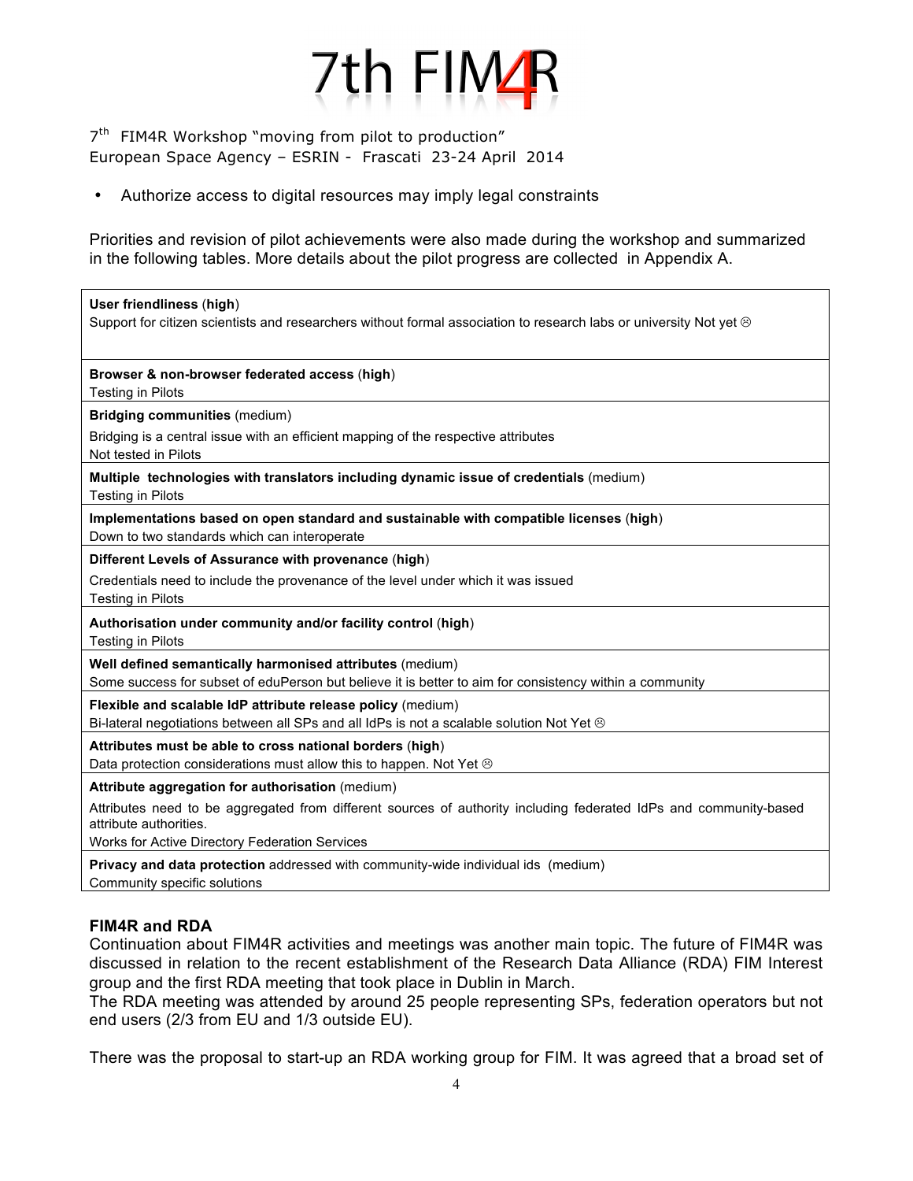- Authorize access to digital resources may imply legal constraints

Priorities and revision of pilot achievements were also made during the workshop and summarized in the following tables. More details about the pilot progress are collected in Appendix A.

| |
|---|
| **User friendliness** (**high**)<br>Support for citizen scientists and researchers without formal association to research labs or university Not yet ☹ |
| **Browser & non-browser federated access** (**high**)<br>Testing in Pilots |
| **Bridging communities** (medium)<br>Bridging is a central issue with an efficient mapping of the respective attributes<br>Not tested in Pilots |
| **Multiple technologies with translators including dynamic issue of credentials** (medium)<br>Testing in Pilots |
| **Implementations based on open standard and sustainable with compatible licenses** (**high**)<br>Down to two standards which can interoperate |
| **Different Levels of Assurance with provenance** (**high**)<br>Credentials need to include the provenance of the level under which it was issued<br>Testing in Pilots |
| **Authorisation under community and/or facility control** (**high**)<br>Testing in Pilots |
| **Well defined semantically harmonised attributes** (medium)<br>Some success for subset of eduPerson but believe it is better to aim for consistency within a community |
| **Flexible and scalable IdP attribute release policy** (medium)<br>Bi-lateral negotiations between all SPs and all IdPs is not a scalable solution Not Yet ☹ |
| **Attributes must be able to cross national borders** (**high**)<br>Data protection considerations must allow this to happen. Not Yet ☹ |
| **Attribute aggregation for authorisation** (medium)<br>Attributes need to be aggregated from different sources of authority including federated IdPs and community-based attribute authorities.<br>Works for Active Directory Federation Services |
| **Privacy and data protection** addressed with community-wide individual ids (medium)<br>Community specific solutions |

**FIM4R and RDA**

Continuation about FIM4R activities and meetings was another main topic. The future of FIM4R was discussed in relation to the recent establishment of the Research Data Alliance (RDA) FIM Interest group and the first RDA meeting that took place in Dublin in March.

The RDA meeting was attended by around 25 people representing SPs, federation operators but not end users (2/3 from EU and 1/3 outside EU).

There was the proposal to start-up an RDA working group for FIM. It was agreed that a broad set of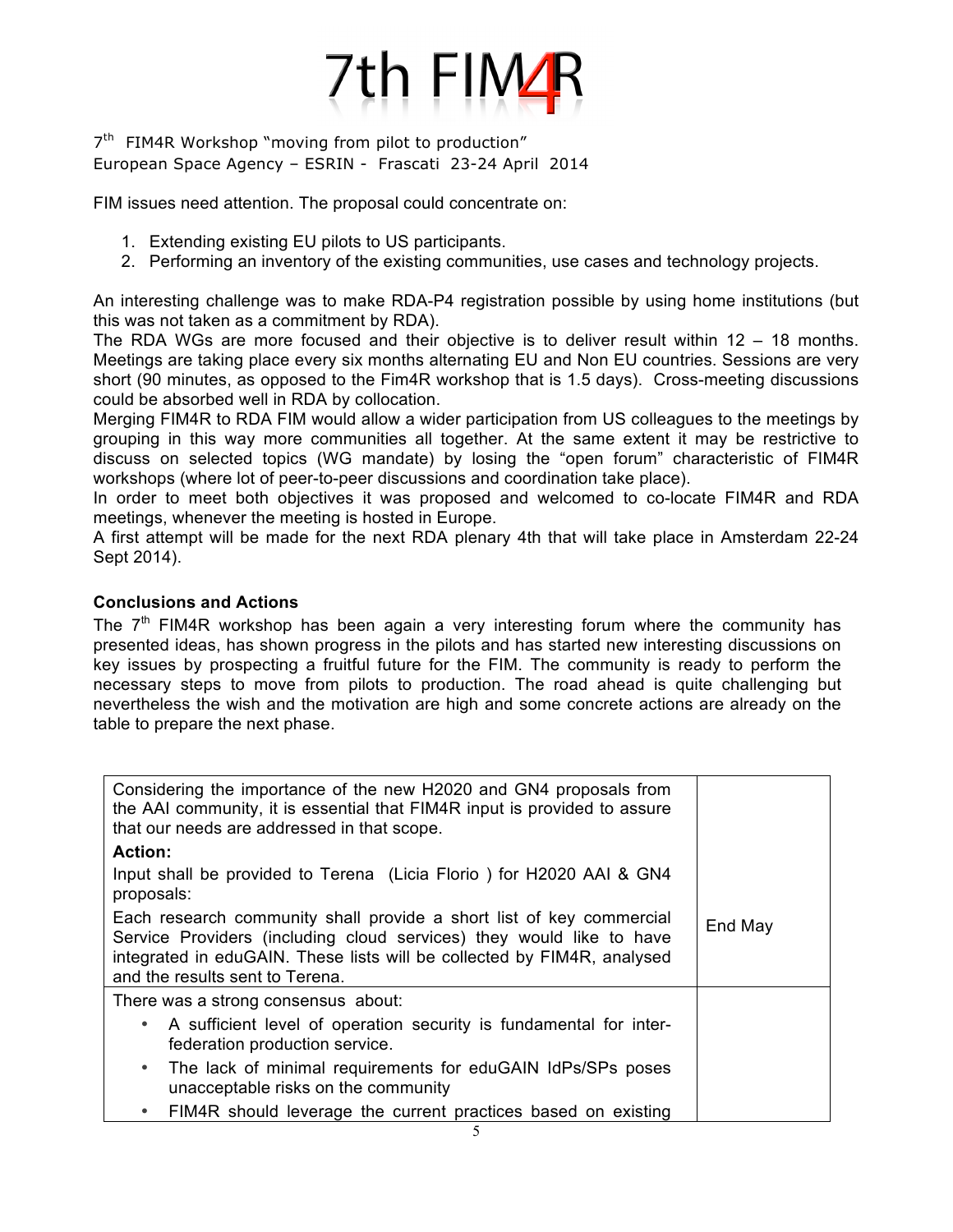FIM issues need attention. The proposal could concentrate on:

1. Extending existing EU pilots to US participants.
2. Performing an inventory of the existing communities, use cases and technology projects.

An interesting challenge was to make RDA-P4 registration possible by using home institutions (but this was not taken as a commitment by RDA).

The RDA WGs are more focused and their objective is to deliver result within 12 – 18 months. Meetings are taking place every six months alternating EU and Non EU countries. Sessions are very short (90 minutes, as opposed to the Fim4R workshop that is 1.5 days). Cross-meeting discussions could be absorbed well in RDA by collocation.

Merging FIM4R to RDA FIM would allow a wider participation from US colleagues to the meetings by grouping in this way more communities all together. At the same extent it may be restrictive to discuss on selected topics (WG mandate) by losing the "open forum" characteristic of FIM4R workshops (where lot of peer-to-peer discussions and coordination take place).

In order to meet both objectives it was proposed and welcomed to co-locate FIM4R and RDA meetings, whenever the meeting is hosted in Europe.

A first attempt will be made for the next RDA plenary 4th that will take place in Amsterdam 22-24 Sept 2014).

**Conclusions and Actions**

The 7th FIM4R workshop has been again a very interesting forum where the community has presented ideas, has shown progress in the pilots and has started new interesting discussions on key issues by prospecting a fruitful future for the FIM. The community is ready to perform the necessary steps to move from pilots to production. The road ahead is quite challenging but nevertheless the wish and the motivation are high and some concrete actions are already on the table to prepare the next phase.

| | |
|---|---|
| Considering the importance of the new H2020 and GN4 proposals from the AAI community, it is essential that FIM4R input is provided to assure that our needs are addressed in that scope.<br>**Action:**<br>Input shall be provided to Terena (Licia Florio ) for H2020 AAI & GN4 proposals:<br>Each research community shall provide a short list of key commercial Service Providers (including cloud services) they would like to have integrated in eduGAIN. These lists will be collected by FIM4R, analysed and the results sent to Terena. | End May |
| There was a strong consensus about:<br>• A sufficient level of operation security is fundamental for inter-federation production service.<br>• The lack of minimal requirements for eduGAIN IdPs/SPs poses unacceptable risks on the community<br>• FIM4R should leverage the current practices based on existing | |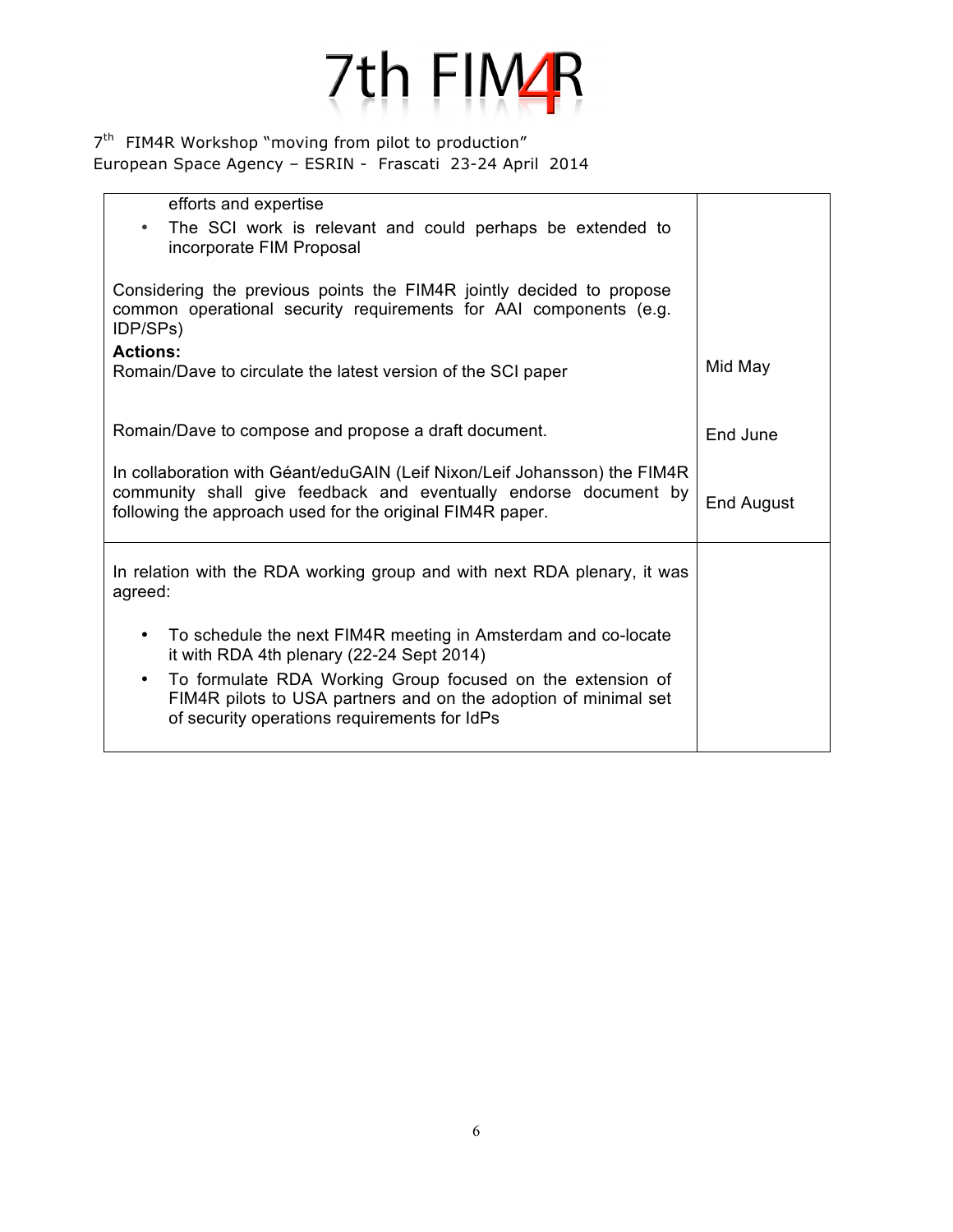| | |
|---|---|
| efforts and expertise<br>• The SCI work is relevant and could perhaps be extended to incorporate FIM Proposal<br><br>Considering the previous points the FIM4R jointly decided to propose common operational security requirements for AAI components (e.g. IDP/SPs)<br>**Actions:**<br>Romain/Dave to circulate the latest version of the SCI paper<br><br>Romain/Dave to compose and propose a draft document.<br><br>In collaboration with Géant/eduGAIN (Leif Nixon/Leif Johansson) the FIM4R community shall give feedback and eventually endorse document by following the approach used for the original FIM4R paper. | Mid May<br><br>End June<br><br>End August |
| In relation with the RDA working group and with next RDA plenary, it was agreed:<br><br>• To schedule the next FIM4R meeting in Amsterdam and co-locate it with RDA 4th plenary (22-24 Sept 2014)<br>• To formulate RDA Working Group focused on the extension of FIM4R pilots to USA partners and on the adoption of minimal set of security operations requirements for IdPs | |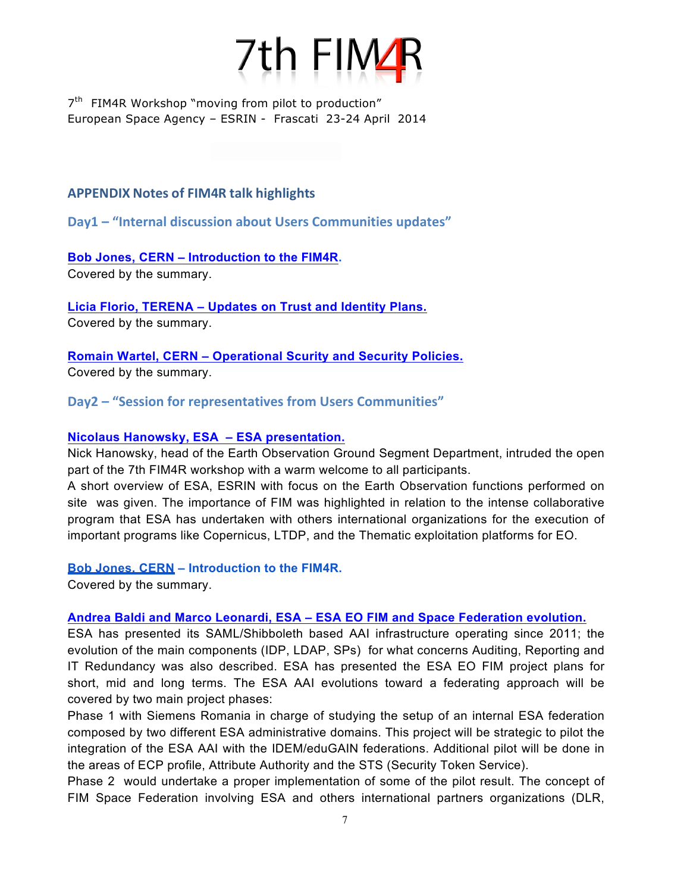# 7th FIM4R

7[th] FIM4R Workshop "moving from pilot to production"
European Space Agency – ESRIN - Frascati 23-24 April 2014

## APPENDIX Notes of FIM4R talk highlights

### Day1 – "Internal discussion about Users Communities updates"

**Bob Jones, CERN – Introduction to the FIM4R.**
Covered by the summary.

**Licia Florio, TERENA – Updates on Trust and Identity Plans.**
Covered by the summary.

**Romain Wartel, CERN – Operational Scurity and Security Policies.**
Covered by the summary.

### Day2 – "Session for representatives from Users Communities"

**Nicolaus Hanowsky, ESA – ESA presentation.**
Nick Hanowsky, head of the Earth Observation Ground Segment Department, intruded the open part of the 7th FIM4R workshop with a warm welcome to all participants.
A short overview of ESA, ESRIN with focus on the Earth Observation functions performed on site was given. The importance of FIM was highlighted in relation to the intense collaborative program that ESA has undertaken with others international organizations for the execution of important programs like Copernicus, LTDP, and the Thematic exploitation platforms for EO.

**Bob Jones, CERN – Introduction to the FIM4R.**
Covered by the summary.

**Andrea Baldi and Marco Leonardi, ESA – ESA EO FIM and Space Federation evolution.**
ESA has presented its SAML/Shibboleth based AAI infrastructure operating since 2011; the evolution of the main components (IDP, LDAP, SPs) for what concerns Auditing, Reporting and IT Redundancy was also described. ESA has presented the ESA EO FIM project plans for short, mid and long terms. The ESA AAI evolutions toward a federating approach will be covered by two main project phases:
Phase 1 with Siemens Romania in charge of studying the setup of an internal ESA federation composed by two different ESA administrative domains. This project will be strategic to pilot the integration of the ESA AAI with the IDEM/eduGAIN federations. Additional pilot will be done in the areas of ECP profile, Attribute Authority and the STS (Security Token Service).
Phase 2 would undertake a proper implementation of some of the pilot result. The concept of FIM Space Federation involving ESA and others international partners organizations (DLR,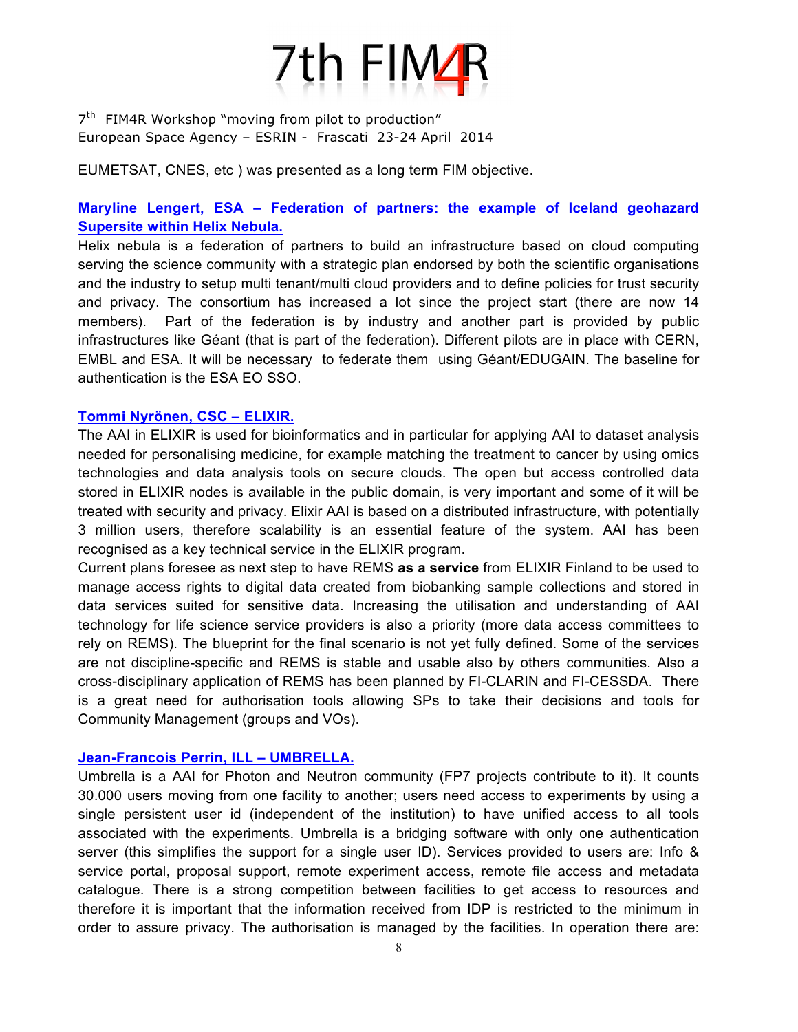EUMETSAT, CNES, etc ) was presented as a long term FIM objective.

**Maryline Lengert, ESA – Federation of partners: the example of Iceland geohazard Supersite within Helix Nebula.**

Helix nebula is a federation of partners to build an infrastructure based on cloud computing serving the science community with a strategic plan endorsed by both the scientific organisations and the industry to setup multi tenant/multi cloud providers and to define policies for trust security and privacy. The consortium has increased a lot since the project start (there are now 14 members). Part of the federation is by industry and another part is provided by public infrastructures like Géant (that is part of the federation). Different pilots are in place with CERN, EMBL and ESA. It will be necessary to federate them using Géant/EDUGAIN. The baseline for authentication is the ESA EO SSO.

**Tommi Nyrönen, CSC – ELIXIR.**

The AAI in ELIXIR is used for bioinformatics and in particular for applying AAI to dataset analysis needed for personalising medicine, for example matching the treatment to cancer by using omics technologies and data analysis tools on secure clouds. The open but access controlled data stored in ELIXIR nodes is available in the public domain, is very important and some of it will be treated with security and privacy. Elixir AAI is based on a distributed infrastructure, with potentially 3 million users, therefore scalability is an essential feature of the system. AAI has been recognised as a key technical service in the ELIXIR program.

Current plans foresee as next step to have REMS **as a service** from ELIXIR Finland to be used to manage access rights to digital data created from biobanking sample collections and stored in data services suited for sensitive data. Increasing the utilisation and understanding of AAI technology for life science service providers is also a priority (more data access committees to rely on REMS). The blueprint for the final scenario is not yet fully defined. Some of the services are not discipline-specific and REMS is stable and usable also by others communities. Also a cross-disciplinary application of REMS has been planned by FI-CLARIN and FI-CESSDA. There is a great need for authorisation tools allowing SPs to take their decisions and tools for Community Management (groups and VOs).

**Jean-Francois Perrin, ILL – UMBRELLA.**

Umbrella is a AAI for Photon and Neutron community (FP7 projects contribute to it). It counts 30.000 users moving from one facility to another; users need access to experiments by using a single persistent user id (independent of the institution) to have unified access to all tools associated with the experiments. Umbrella is a bridging software with only one authentication server (this simplifies the support for a single user ID). Services provided to users are: Info & service portal, proposal support, remote experiment access, remote file access and metadata catalogue. There is a strong competition between facilities to get access to resources and therefore it is important that the information received from IDP is restricted to the minimum in order to assure privacy. The authorisation is managed by the facilities. In operation there are: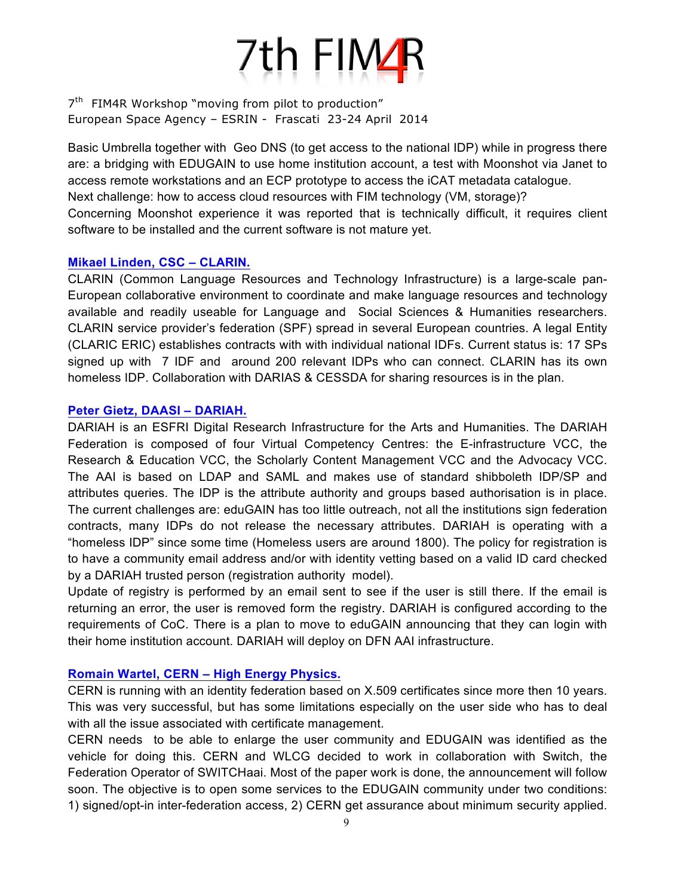Basic Umbrella together with Geo DNS (to get access to the national IDP) while in progress there are: a bridging with EDUGAIN to use home institution account, a test with Moonshot via Janet to access remote workstations and an ECP prototype to access the iCAT metadata catalogue.
Next challenge: how to access cloud resources with FIM technology (VM, storage)?
Concerning Moonshot experience it was reported that is technically difficult, it requires client software to be installed and the current software is not mature yet.

### Mikael Linden, CSC – CLARIN.

CLARIN (Common Language Resources and Technology Infrastructure) is a large-scale pan-European collaborative environment to coordinate and make language resources and technology available and readily useable for Language and Social Sciences & Humanities researchers. CLARIN service provider's federation (SPF) spread in several European countries. A legal Entity (CLARIC ERIC) establishes contracts with with individual national IDFs. Current status is: 17 SPs signed up with 7 IDF and around 200 relevant IDPs who can connect. CLARIN has its own homeless IDP. Collaboration with DARIAS & CESSDA for sharing resources is in the plan.

### Peter Gietz, DAASI – DARIAH.

DARIAH is an ESFRI Digital Research Infrastructure for the Arts and Humanities. The DARIAH Federation is composed of four Virtual Competency Centres: the E-infrastructure VCC, the Research & Education VCC, the Scholarly Content Management VCC and the Advocacy VCC. The AAI is based on LDAP and SAML and makes use of standard shibboleth IDP/SP and attributes queries. The IDP is the attribute authority and groups based authorisation is in place. The current challenges are: eduGAIN has too little outreach, not all the institutions sign federation contracts, many IDPs do not release the necessary attributes. DARIAH is operating with a "homeless IDP" since some time (Homeless users are around 1800). The policy for registration is to have a community email address and/or with identity vetting based on a valid ID card checked by a DARIAH trusted person (registration authority model).
Update of registry is performed by an email sent to see if the user is still there. If the email is returning an error, the user is removed form the registry. DARIAH is configured according to the requirements of CoC. There is a plan to move to eduGAIN announcing that they can login with their home institution account. DARIAH will deploy on DFN AAI infrastructure.

### Romain Wartel, CERN – High Energy Physics.

CERN is running with an identity federation based on X.509 certificates since more then 10 years. This was very successful, but has some limitations especially on the user side who has to deal with all the issue associated with certificate management.
CERN needs to be able to enlarge the user community and EDUGAIN was identified as the vehicle for doing this. CERN and WLCG decided to work in collaboration with Switch, the Federation Operator of SWITCHaai. Most of the paper work is done, the announcement will follow soon. The objective is to open some services to the EDUGAIN community under two conditions: 1) signed/opt-in inter-federation access, 2) CERN get assurance about minimum security applied.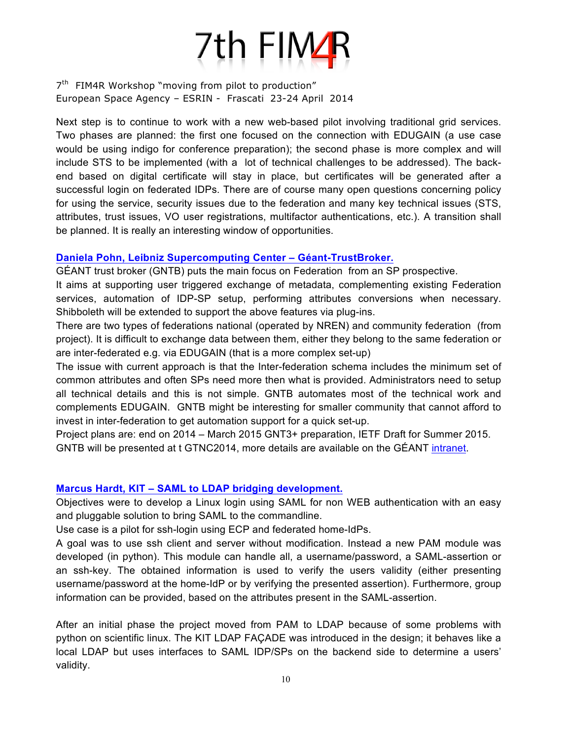Next step is to continue to work with a new web-based pilot involving traditional grid services. Two phases are planned: the first one focused on the connection with EDUGAIN (a use case would be using indigo for conference preparation); the second phase is more complex and will include STS to be implemented (with a lot of technical challenges to be addressed). The back-end based on digital certificate will stay in place, but certificates will be generated after a successful login on federated IDPs. There are of course many open questions concerning policy for using the service, security issues due to the federation and many key technical issues (STS, attributes, trust issues, VO user registrations, multifactor authentications, etc.). A transition shall be planned. It is really an interesting window of opportunities.

### Daniela Pohn, Leibniz Supercomputing Center – Géant-TrustBroker.

GÉANT trust broker (GNTB) puts the main focus on Federation from an SP prospective.

It aims at supporting user triggered exchange of metadata, complementing existing Federation services, automation of IDP-SP setup, performing attributes conversions when necessary. Shibboleth will be extended to support the above features via plug-ins.

There are two types of federations national (operated by NREN) and community federation (from project). It is difficult to exchange data between them, either they belong to the same federation or are inter-federated e.g. via EDUGAIN (that is a more complex set-up)

The issue with current approach is that the Inter-federation schema includes the minimum set of common attributes and often SPs need more then what is provided. Administrators need to setup all technical details and this is not simple. GNTB automates most of the technical work and complements EDUGAIN. GNTB might be interesting for smaller community that cannot afford to invest in inter-federation to get automation support for a quick set-up.

Project plans are: end on 2014 – March 2015 GNT3+ preparation, IETF Draft for Summer 2015.

GNTB will be presented at t GTNC2014, more details are available on the GÉANT intranet.

### Marcus Hardt, KIT – SAML to LDAP bridging development.

Objectives were to develop a Linux login using SAML for non WEB authentication with an easy and pluggable solution to bring SAML to the commandline.

Use case is a pilot for ssh-login using ECP and federated home-IdPs.

A goal was to use ssh client and server without modification. Instead a new PAM module was developed (in python). This module can handle all, a username/password, a SAML-assertion or an ssh-key. The obtained information is used to verify the users validity (either presenting username/password at the home-IdP or by verifying the presented assertion). Furthermore, group information can be provided, based on the attributes present in the SAML-assertion.

After an initial phase the project moved from PAM to LDAP because of some problems with python on scientific linux. The KIT LDAP FAÇADE was introduced in the design; it behaves like a local LDAP but uses interfaces to SAML IDP/SPs on the backend side to determine a users' validity.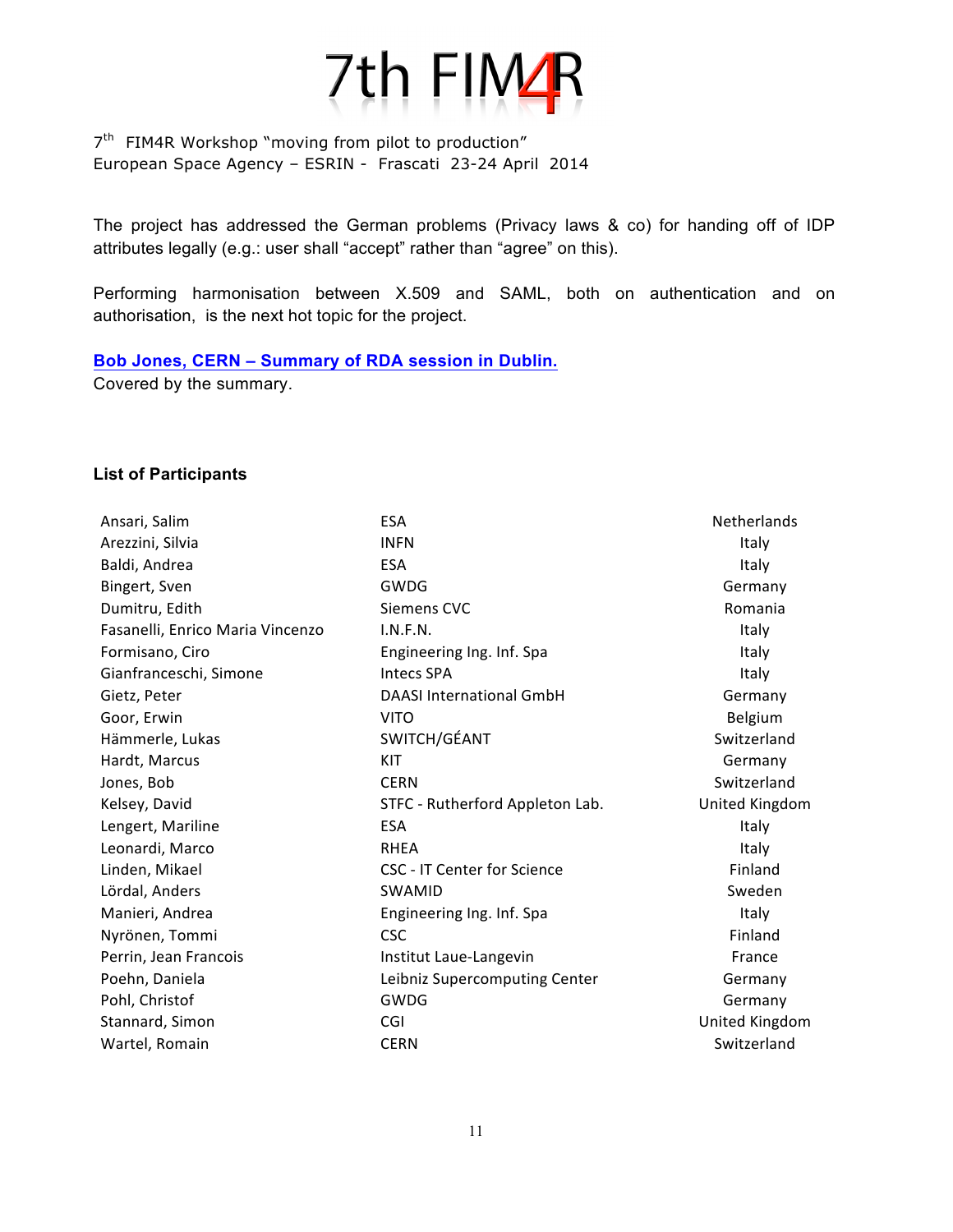The project has addressed the German problems (Privacy laws & co) for handing off of IDP attributes legally (e.g.: user shall "accept" rather than "agree" on this).

Performing harmonisation between X.509 and SAML, both on authentication and on authorisation, is the next hot topic for the project.

**Bob Jones, CERN – Summary of RDA session in Dublin.**

Covered by the summary.

### List of Participants

| | | |
|---|---|---|
| Ansari, Salim | ESA | Netherlands |
| Arezzini, Silvia | INFN | Italy |
| Baldi, Andrea | ESA | Italy |
| Bingert, Sven | GWDG | Germany |
| Dumitru, Edith | Siemens CVC | Romania |
| Fasanelli, Enrico Maria Vincenzo | I.N.F.N. | Italy |
| Formisano, Ciro | Engineering Ing. Inf. Spa | Italy |
| Gianfranceschi, Simone | Intecs SPA | Italy |
| Gietz, Peter | DAASI International GmbH | Germany |
| Goor, Erwin | VITO | Belgium |
| Hämmerle, Lukas | SWITCH/GÉANT | Switzerland |
| Hardt, Marcus | KIT | Germany |
| Jones, Bob | CERN | Switzerland |
| Kelsey, David | STFC - Rutherford Appleton Lab. | United Kingdom |
| Lengert, Mariline | ESA | Italy |
| Leonardi, Marco | RHEA | Italy |
| Linden, Mikael | CSC - IT Center for Science | Finland |
| Lördal, Anders | SWAMID | Sweden |
| Manieri, Andrea | Engineering Ing. Inf. Spa | Italy |
| Nyrönen, Tommi | CSC | Finland |
| Perrin, Jean Francois | Institut Laue-Langevin | France |
| Poehn, Daniela | Leibniz Supercomputing Center | Germany |
| Pohl, Christof | GWDG | Germany |
| Stannard, Simon | CGI | United Kingdom |
| Wartel, Romain | CERN | Switzerland |